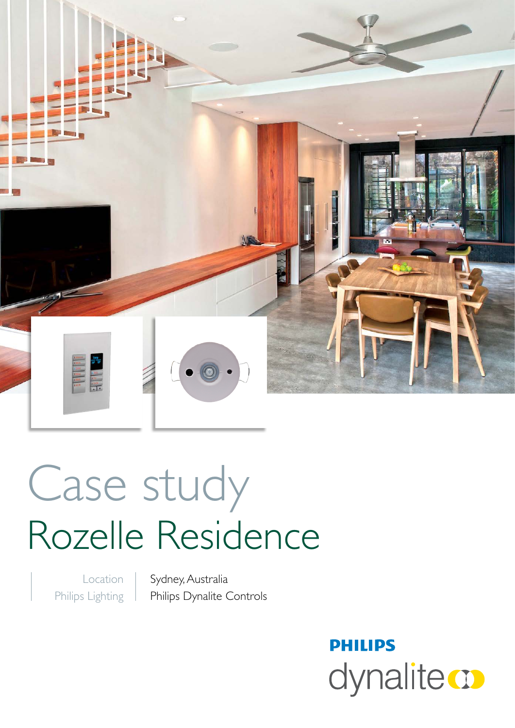# Case study

## Rozelle Residence

| | |
|---|---|
| Location | Sydney, Australia |
| Philips Lighting | Philips Dynalite Controls |

PHILIPS
dynalite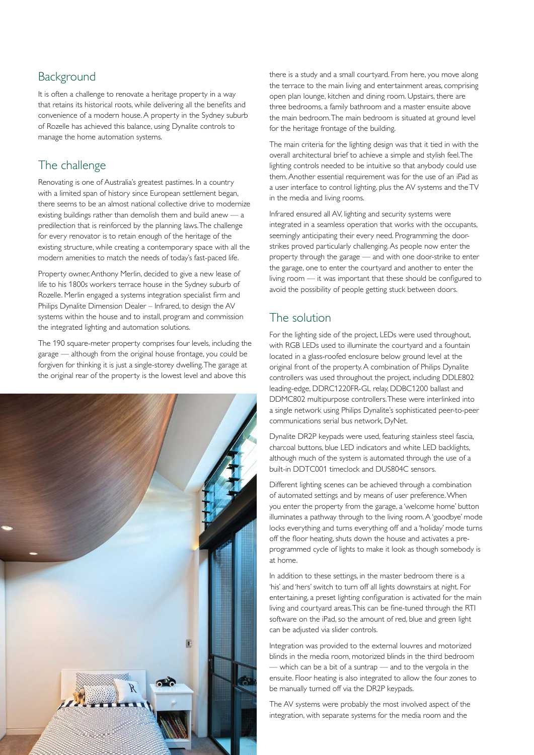## Background

It is often a challenge to renovate a heritage property in a way that retains its historical roots, while delivering all the benefits and convenience of a modern house. A property in the Sydney suburb of Rozelle has achieved this balance, using Dynalite controls to manage the home automation systems.

## The challenge

Renovating is one of Australia's greatest pastimes. In a country with a limited span of history since European settlement began, there seems to be an almost national collective drive to modernize existing buildings rather than demolish them and build anew — a predilection that is reinforced by the planning laws. The challenge for every renovator is to retain enough of the heritage of the existing structure, while creating a contemporary space with all the modern amenities to match the needs of today's fast-paced life.

Property owner, Anthony Merlin, decided to give a new lease of life to his 1800s workers terrace house in the Sydney suburb of Rozelle. Merlin engaged a systems integration specialist firm and Philips Dynalite Dimension Dealer – Infrared, to design the AV systems within the house and to install, program and commission the integrated lighting and automation solutions.

The 190 square-meter property comprises four levels, including the garage — although from the original house frontage, you could be forgiven for thinking it is just a single-storey dwelling. The garage at the original rear of the property is the lowest level and above this there is a study and a small courtyard. From here, you move along the terrace to the main living and entertainment areas, comprising open plan lounge, kitchen and dining room. Upstairs, there are three bedrooms, a family bathroom and a master ensuite above the main bedroom. The main bedroom is situated at ground level for the heritage frontage of the building.

The main criteria for the lighting design was that it tied in with the overall architectural brief to achieve a simple and stylish feel. The lighting controls needed to be intuitive so that anybody could use them. Another essential requirement was for the use of an iPad as a user interface to control lighting, plus the AV systems and the TV in the media and living rooms.

Infrared ensured all AV, lighting and security systems were integrated in a seamless operation that works with the occupants, seemingly anticipating their every need. Programming the door-strikes proved particularly challenging. As people now enter the property through the garage — and with one door-strike to enter the garage, one to enter the courtyard and another to enter the living room — it was important that these should be configured to avoid the possibility of people getting stuck between doors.

## The solution

For the lighting side of the project, LEDs were used throughout, with RGB LEDs used to illuminate the courtyard and a fountain located in a glass-roofed enclosure below ground level at the original front of the property. A combination of Philips Dynalite controllers was used throughout the project, including DDLE802 leading-edge, DDRC1220FR-GL relay, DDBC1200 ballast and DDMC802 multipurpose controllers. These were interlinked into a single network using Philips Dynalite's sophisticated peer-to-peer communications serial bus network, DyNet.

Dynalite DR2P keypads were used, featuring stainless steel fascia, charcoal buttons, blue LED indicators and white LED backlights, although much of the system is automated through the use of a built-in DDTC001 timeclock and DUS804C sensors.

Different lighting scenes can be achieved through a combination of automated settings and by means of user preference. When you enter the property from the garage, a 'welcome home' button illuminates a pathway through to the living room. A 'goodbye' mode locks everything and turns everything off and a 'holiday' mode turns off the floor heating, shuts down the house and activates a pre-programmed cycle of lights to make it look as though somebody is at home.

In addition to these settings, in the master bedroom there is a 'his' and 'hers' switch to turn off all lights downstairs at night. For entertaining, a preset lighting configuration is activated for the main living and courtyard areas. This can be fine-tuned through the RTI software on the iPad, so the amount of red, blue and green light can be adjusted via slider controls.

Integration was provided to the external louvres and motorized blinds in the media room, motorized blinds in the third bedroom — which can be a bit of a suntrap — and to the vergola in the ensuite. Floor heating is also integrated to allow the four zones to be manually turned off via the DR2P keypads.

The AV systems were probably the most involved aspect of the integration, with separate systems for the media room and the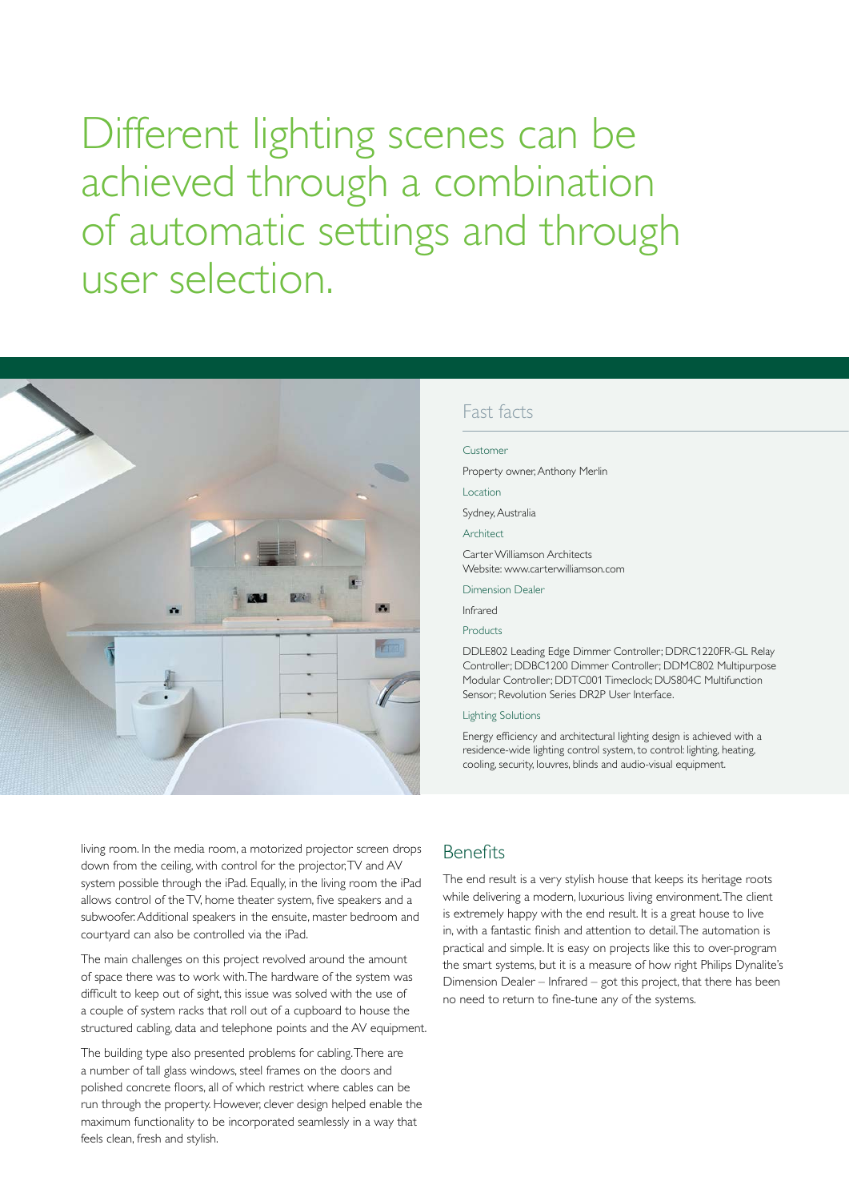# Different lighting scenes can be achieved through a combination of automatic settings and through user selection.

## Fast facts

Customer

Property owner, Anthony Merlin

Location

Sydney, Australia

Architect

Carter Williamson Architects
Website: www.carterwilliamson.com

Dimension Dealer

Infrared

Products

DDLE802 Leading Edge Dimmer Controller; DDRC1220FR-GL Relay Controller; DDBC1200 Dimmer Controller; DDMC802 Multipurpose Modular Controller; DDTC001 Timeclock; DUS804C Multifunction Sensor; Revolution Series DR2P User Interface.

Lighting Solutions

Energy efficiency and architectural lighting design is achieved with a residence-wide lighting control system, to control: lighting, heating, cooling, security, louvres, blinds and audio-visual equipment.

living room. In the media room, a motorized projector screen drops down from the ceiling, with control for the projector, TV and AV system possible through the iPad. Equally, in the living room the iPad allows control of the TV, home theater system, five speakers and a subwoofer. Additional speakers in the ensuite, master bedroom and courtyard can also be controlled via the iPad.

The main challenges on this project revolved around the amount of space there was to work with. The hardware of the system was difficult to keep out of sight, this issue was solved with the use of a couple of system racks that roll out of a cupboard to house the structured cabling, data and telephone points and the AV equipment.

The building type also presented problems for cabling. There are a number of tall glass windows, steel frames on the doors and polished concrete floors, all of which restrict where cables can be run through the property. However, clever design helped enable the maximum functionality to be incorporated seamlessly in a way that feels clean, fresh and stylish.

## Benefits

The end result is a very stylish house that keeps its heritage roots while delivering a modern, luxurious living environment. The client is extremely happy with the end result. It is a great house to live in, with a fantastic finish and attention to detail. The automation is practical and simple. It is easy on projects like this to over-program the smart systems, but it is a measure of how right Philips Dynalite's Dimension Dealer – Infrared – got this project, that there has been no need to return to fine-tune any of the systems.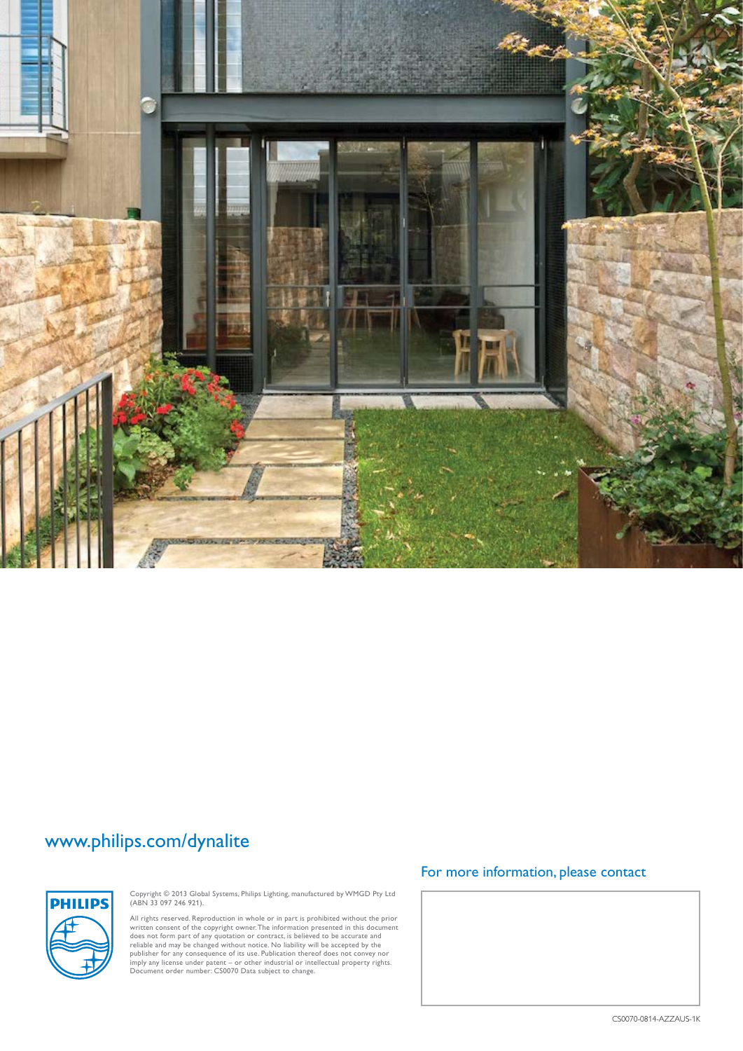www.philips.com/dynalite

Copyright © 2013 Global Systems, Philips Lighting, manufactured by WMGD Pty Ltd (ABN 33 097 246 921).

All rights reserved. Reproduction in whole or in part is prohibited without the prior written consent of the copyright owner. The information presented in this document does not form part of any quotation or contract, is believed to be accurate and reliable and may be changed without notice. No liability will be accepted by the publisher for any consequence of its use. Publication thereof does not convey nor imply any license under patent – or other industrial or intellectual property rights. Document order number: CS0070 Data subject to change.

For more information, please contact

CS0070-0814-AZZAUS-1K